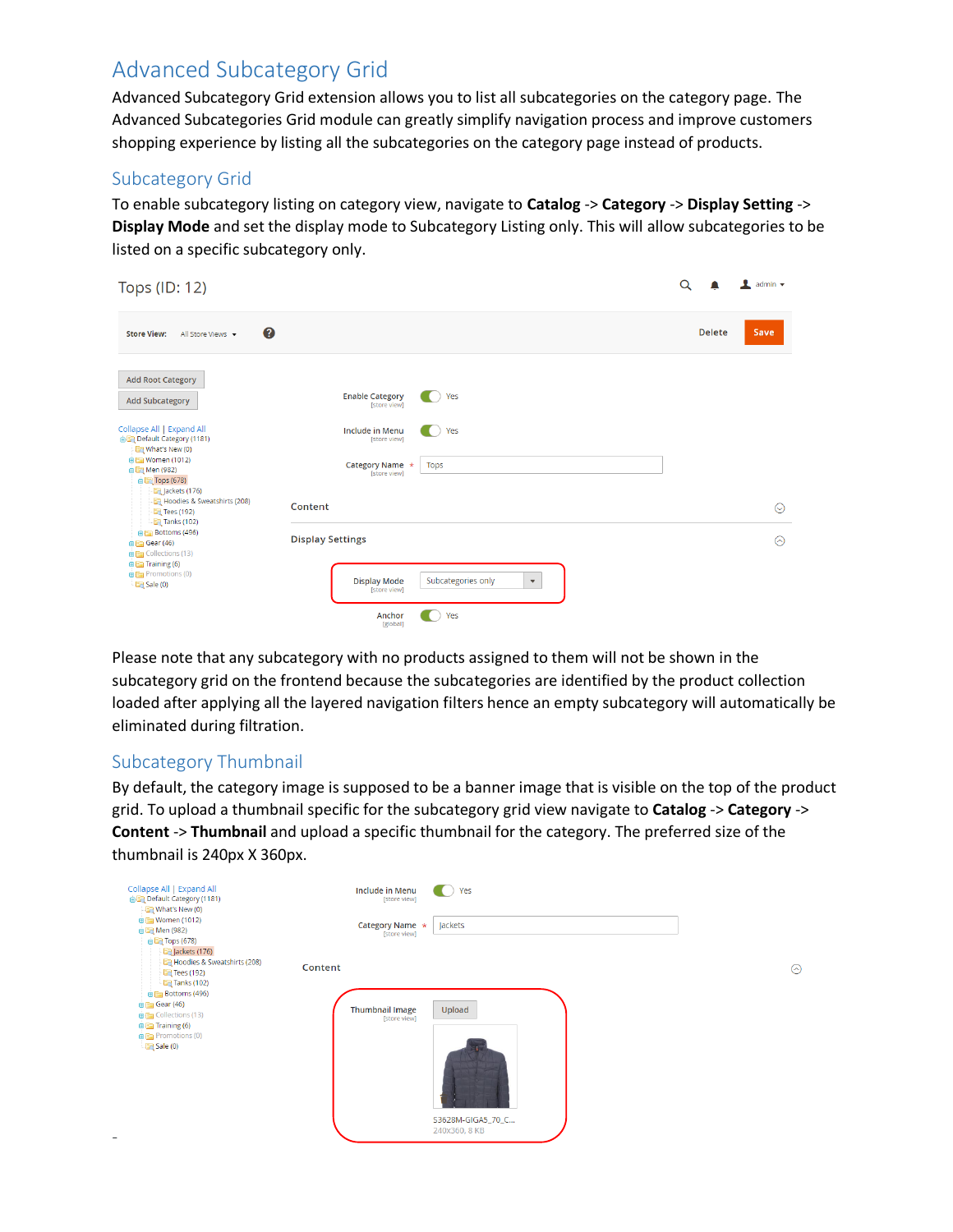# Advanced Subcategory Grid

Advanced Subcategory Grid extension allows you to list all subcategories on the category page. The Advanced Subcategories Grid module can greatly simplify navigation process and improve customers shopping experience by listing all the subcategories on the category page instead of products.

## Subcategory Grid

To enable subcategory listing on category view, navigate to **Catalog** -> **Category** -> **Display Setting** -> **Display Mode** and set the display mode to Subcategory Listing only. This will allow subcategories to be listed on a specific subcategory only.

Please note that any subcategory with no products assigned to them will not be shown in the subcategory grid on the frontend because the subcategories are identified by the product collection loaded after applying all the layered navigation filters hence an empty subcategory will automatically be eliminated during filtration.

## Subcategory Thumbnail

By default, the category image is supposed to be a banner image that is visible on the top of the product grid. To upload a thumbnail specific for the subcategory grid view navigate to **Catalog** -> **Category** -> **Content** -> **Thumbnail** and upload a specific thumbnail for the category. The preferred size of the thumbnail is 240px X 360px.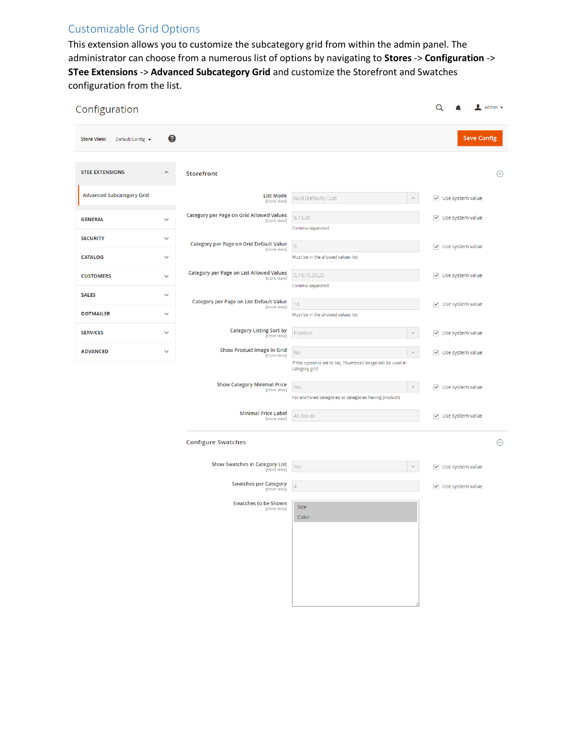## Customizable Grid Options

This extension allows you to customize the subcategory grid from within the admin panel. The administrator can choose from a numerous list of options by navigating to **Stores** -> **Configuration** -> **STee Extensions** -> **Advanced Subcategory Grid** and customize the Storefront and Swatches configuration from the list.

Configuration

Store View: Default Config

Save Config

STEE EXTENSIONS
- Advanced Subcategory Grid

GENERAL
SECURITY
CATALOG
CUSTOMERS
SALES
DOTMAILER
SERVICES
ADVANCED

**Storefront**

| Setting | Value | Note | |
|---|---|---|---|
| List Mode [store view] | Grid (default) / List | | Use system value |
| Category per Page on Grid Allowed Values [store view] | 9,15,30 | Comma-separated. | Use system value |
| Category per Page on Grid Default Value [store view] | 9 | Must be in the allowed values list | Use system value |
| Category per Page on List Allowed Values [store view] | 5,10,15,20,25 | Comma-separated. | Use system value |
| Category per Page on List Default Value [store view] | 10 | Must be in the allowed values list | Use system value |
| Category Listing Sort by [store view] | Position | | Use system value |
| Show Product Image In Grid [store view] | No | If this option is set to No, Thumbnail image will be used in category grid | Use system value |
| Show Category Minimal Price [store view] | Yes | For anchored categories or categories having products | Use system value |
| Minimal Price Label [store view] | As low as | | Use system value |

**Configure Swatches**

| Setting | Value | |
|---|---|---|
| Show Swatches in Category List [store view] | Yes | Use system value |
| Swatches per Category [store view] | 4 | Use system value |
| Swatches to be Shown [store view] | Size, Color | |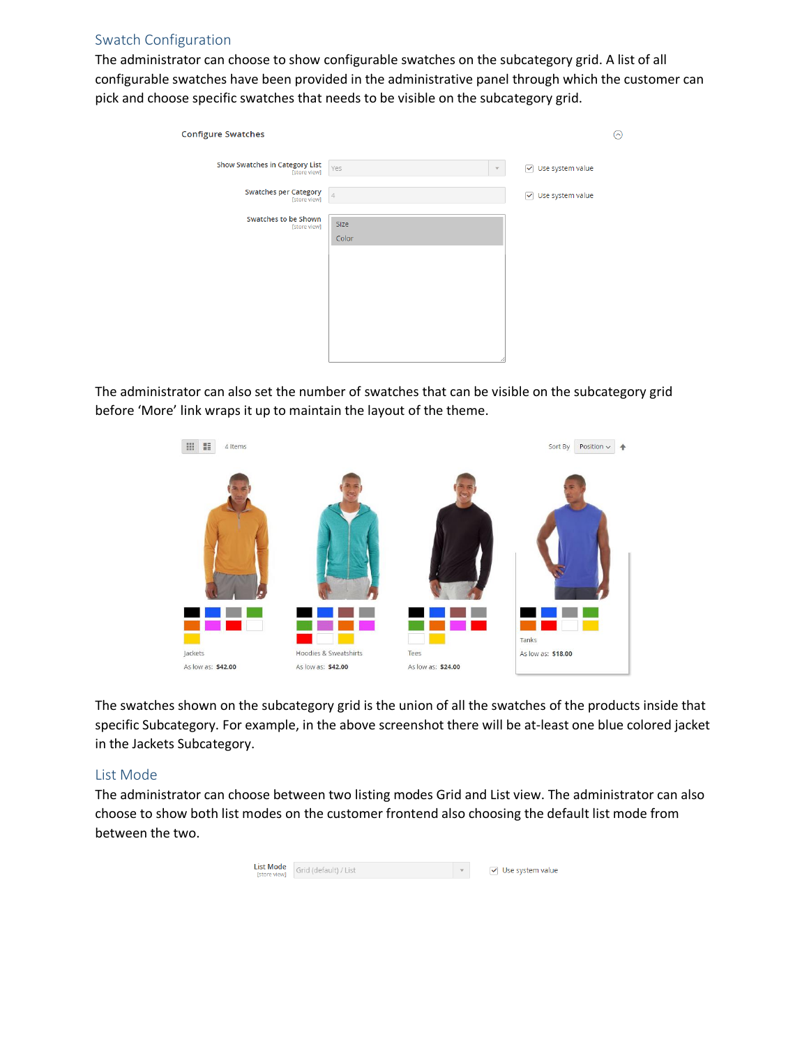## Swatch Configuration

The administrator can choose to show configurable swatches on the subcategory grid. A list of all configurable swatches have been provided in the administrative panel through which the customer can pick and choose specific swatches that needs to be visible on the subcategory grid.

The administrator can also set the number of swatches that can be visible on the subcategory grid before 'More' link wraps it up to maintain the layout of the theme.

The swatches shown on the subcategory grid is the union of all the swatches of the products inside that specific Subcategory. For example, in the above screenshot there will be at-least one blue colored jacket in the Jackets Subcategory.

## List Mode

The administrator can choose between two listing modes Grid and List view. The administrator can also choose to show both list modes on the customer frontend also choosing the default list mode from between the two.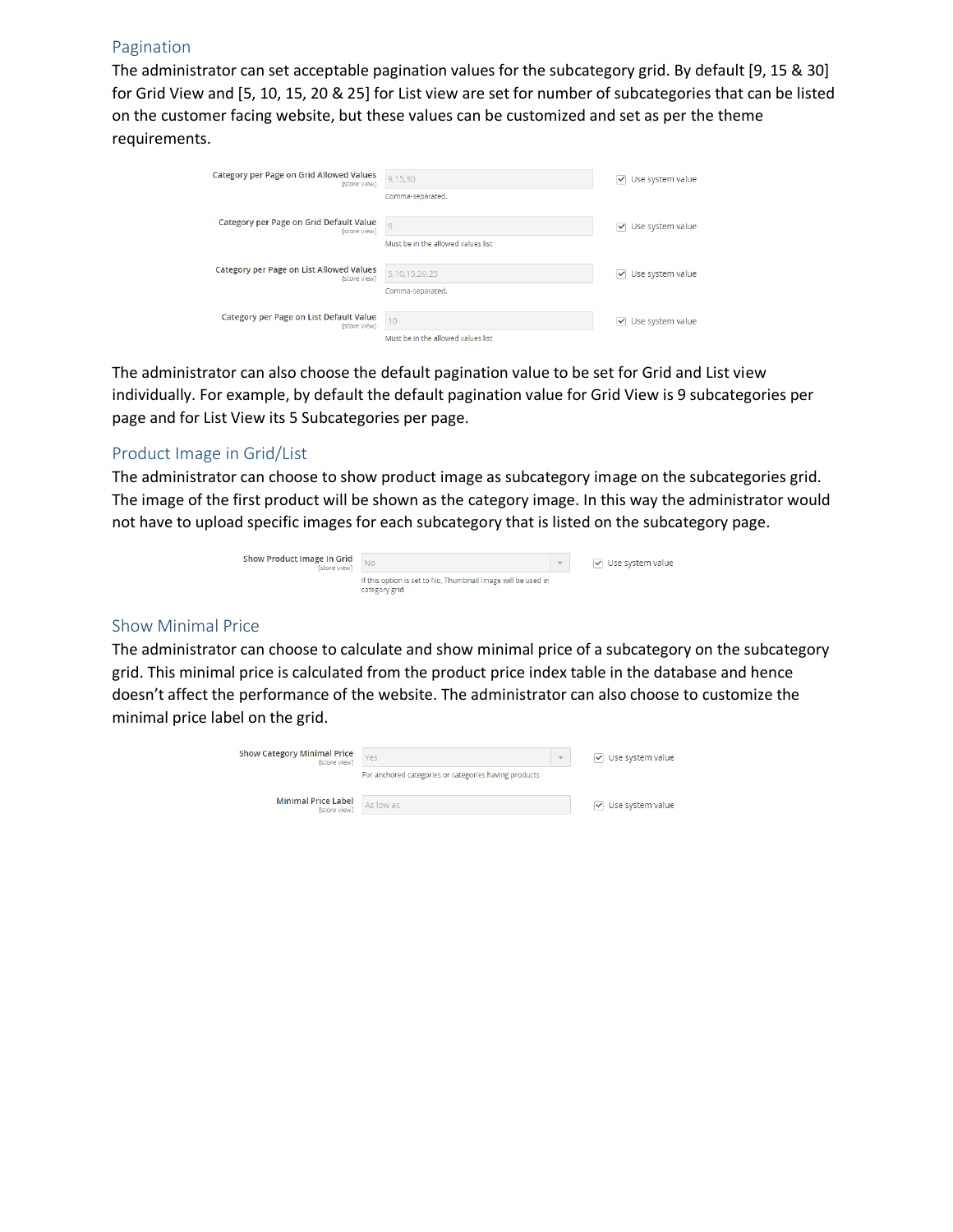## Pagination

The administrator can set acceptable pagination values for the subcategory grid. By default [9, 15 & 30] for Grid View and [5, 10, 15, 20 & 25] for List view are set for number of subcategories that can be listed on the customer facing website, but these values can be customized and set as per the theme requirements.

Category per Page on Grid Allowed Values [store view] | 9,15,30 | Use system value
Comma-separated.

Category per Page on Grid Default Value [store view] | 9 | Use system value
Must be in the allowed values list

Category per Page on List Allowed Values [store view] | 5,10,15,20,25 | Use system value
Comma-separated.

Category per Page on List Default Value [store view] | 10 | Use system value
Must be in the allowed values list

The administrator can also choose the default pagination value to be set for Grid and List view individually. For example, by default the default pagination value for Grid View is 9 subcategories per page and for List View its 5 Subcategories per page.

## Product Image in Grid/List

The administrator can choose to show product image as subcategory image on the subcategories grid. The image of the first product will be shown as the category image. In this way the administrator would not have to upload specific images for each subcategory that is listed on the subcategory page.

Show Product Image In Grid [store view] | No | Use system value
If this option is set to No, Thumbnail Image will be used in category grid

## Show Minimal Price

The administrator can choose to calculate and show minimal price of a subcategory on the subcategory grid. This minimal price is calculated from the product price index table in the database and hence doesn't affect the performance of the website. The administrator can also choose to customize the minimal price label on the grid.

Show Category Minimal Price [store view] | Yes | Use system value
For anchored categories or categories having products

Minimal Price Label [store view] | As low as | Use system value